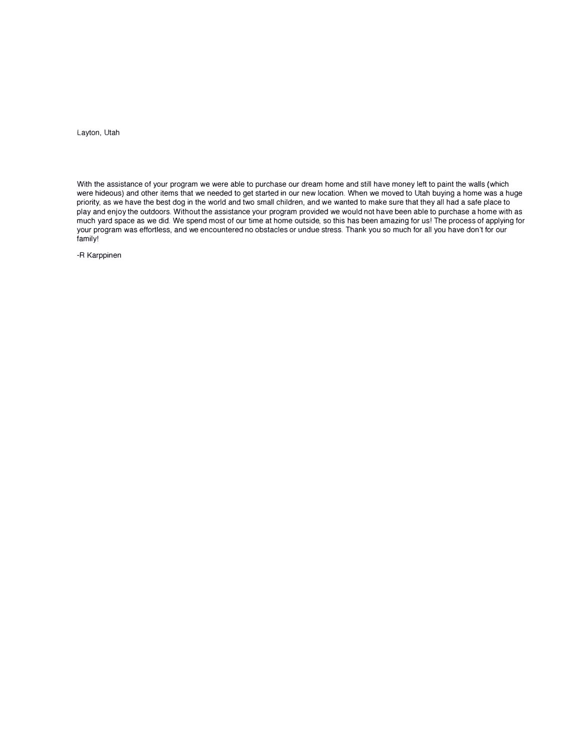Layton, Utah

With the assistance of your program we were able to purchase our dream home and still have money left to paint the walls (which were hideous) and other items that we needed to get started in our new location. When we moved to Utah buying a home was a huge priority, as we have the best dog in the world and two small children, and we wanted to make sure that they all had a safe place to play and enjoy the outdoors. Without the assistance your program provided we would not have been able to purchase a home with as much yard space as we did. We spend most of our time at home outside, so this has been amazing for us! The process of applying for your program was effortless, and we encountered no obstacles or undue stress. Thank you so much for all you have don't for our family!

-R Karppinen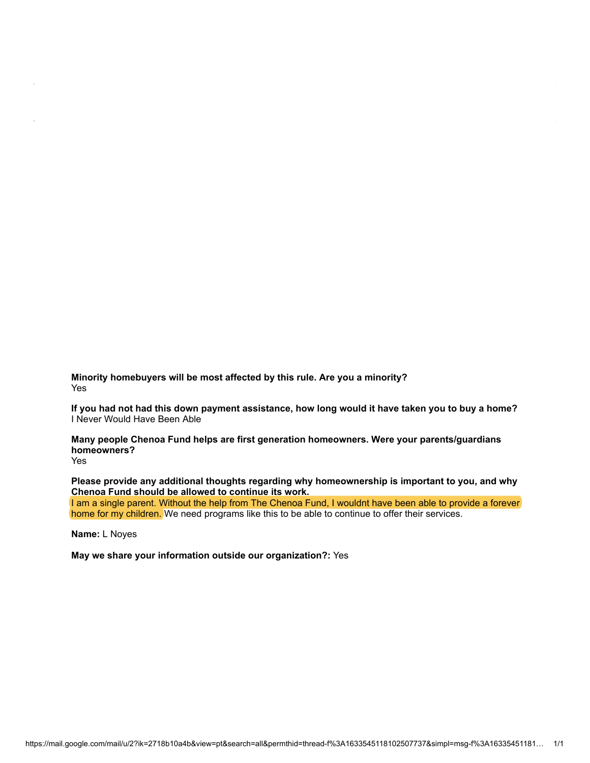**Minority homebuyers will be most affected by this rule. Are you a minority?**
Yes

**If you had not had this down payment assistance, how long would it have taken you to buy a home?**
I Never Would Have Been Able

**Many people Chenoa Fund helps are first generation homeowners. Were your parents/guardians homeowners?**
Yes

**Please provide any additional thoughts regarding why homeownership is important to you, and why Chenoa Fund should be allowed to continue its work.**
I am a single parent. Without the help from The Chenoa Fund, I wouldnt have been able to provide a forever home for my children. We need programs like this to be able to continue to offer their services.

**Name:** L Noyes

**May we share your information outside our organization?:** Yes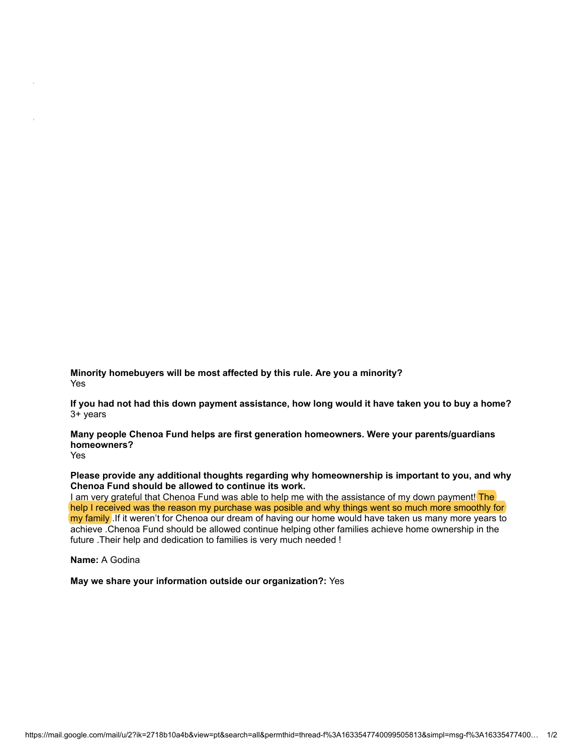**Minority homebuyers will be most affected by this rule. Are you a minority?**
Yes

**If you had not had this down payment assistance, how long would it have taken you to buy a home?**
3+ years

**Many people Chenoa Fund helps are first generation homeowners. Were your parents/guardians homeowners?**
Yes

**Please provide any additional thoughts regarding why homeownership is important to you, and why Chenoa Fund should be allowed to continue its work.**
I am very grateful that Chenoa Fund was able to help me with the assistance of my down payment! The help I received was the reason my purchase was posible and why things went so much more smoothly for my family .If it weren't for Chenoa our dream of having our home would have taken us many more years to achieve .Chenoa Fund should be allowed continue helping other families achieve home ownership in the future .Their help and dedication to families is very much needed !

**Name:** A Godina

**May we share your information outside our organization?:** Yes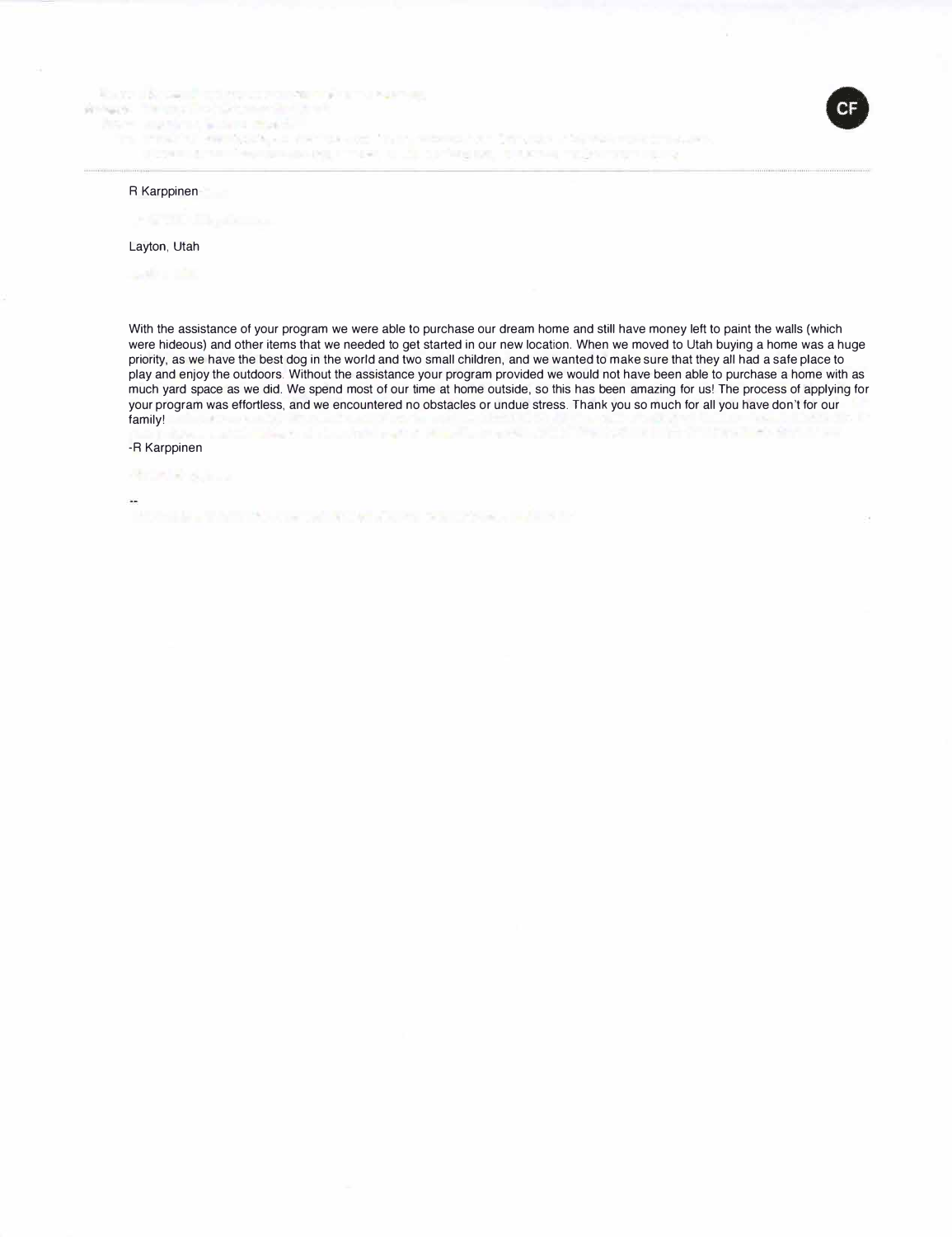R Karppinen

Layton, Utah

With the assistance of your program we were able to purchase our dream home and still have money left to paint the walls (which were hideous) and other items that we needed to get started in our new location. When we moved to Utah buying a home was a huge priority, as we have the best dog in the world and two small children, and we wanted to make sure that they all had a safe place to play and enjoy the outdoors. Without the assistance your program provided we would not have been able to purchase a home with as much yard space as we did. We spend most of our time at home outside, so this has been amazing for us! The process of applying for your program was effortless, and we encountered no obstacles or undue stress. Thank you so much for all you have don't for our family!

-R Karppinen

--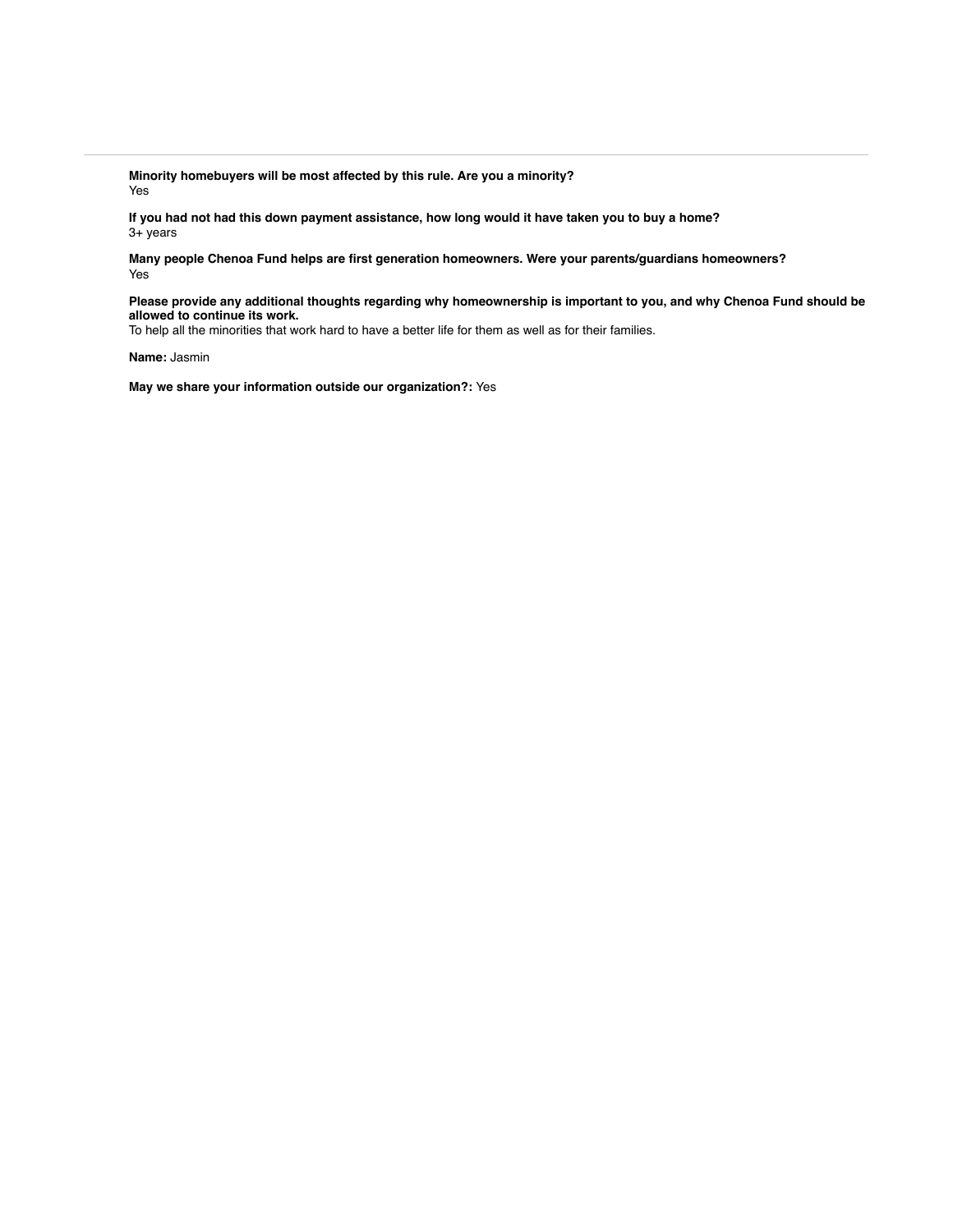---

**Minority homebuyers will be most affected by this rule. Are you a minority?**
Yes

**If you had not had this down payment assistance, how long would it have taken you to buy a home?**
3+ years

**Many people Chenoa Fund helps are first generation homeowners. Were your parents/guardians homeowners?**
Yes

**Please provide any additional thoughts regarding why homeownership is important to you, and why Chenoa Fund should be allowed to continue its work.**
To help all the minorities that work hard to have a better life for them as well as for their families.

**Name:** Jasmin

**May we share your information outside our organization?:** Yes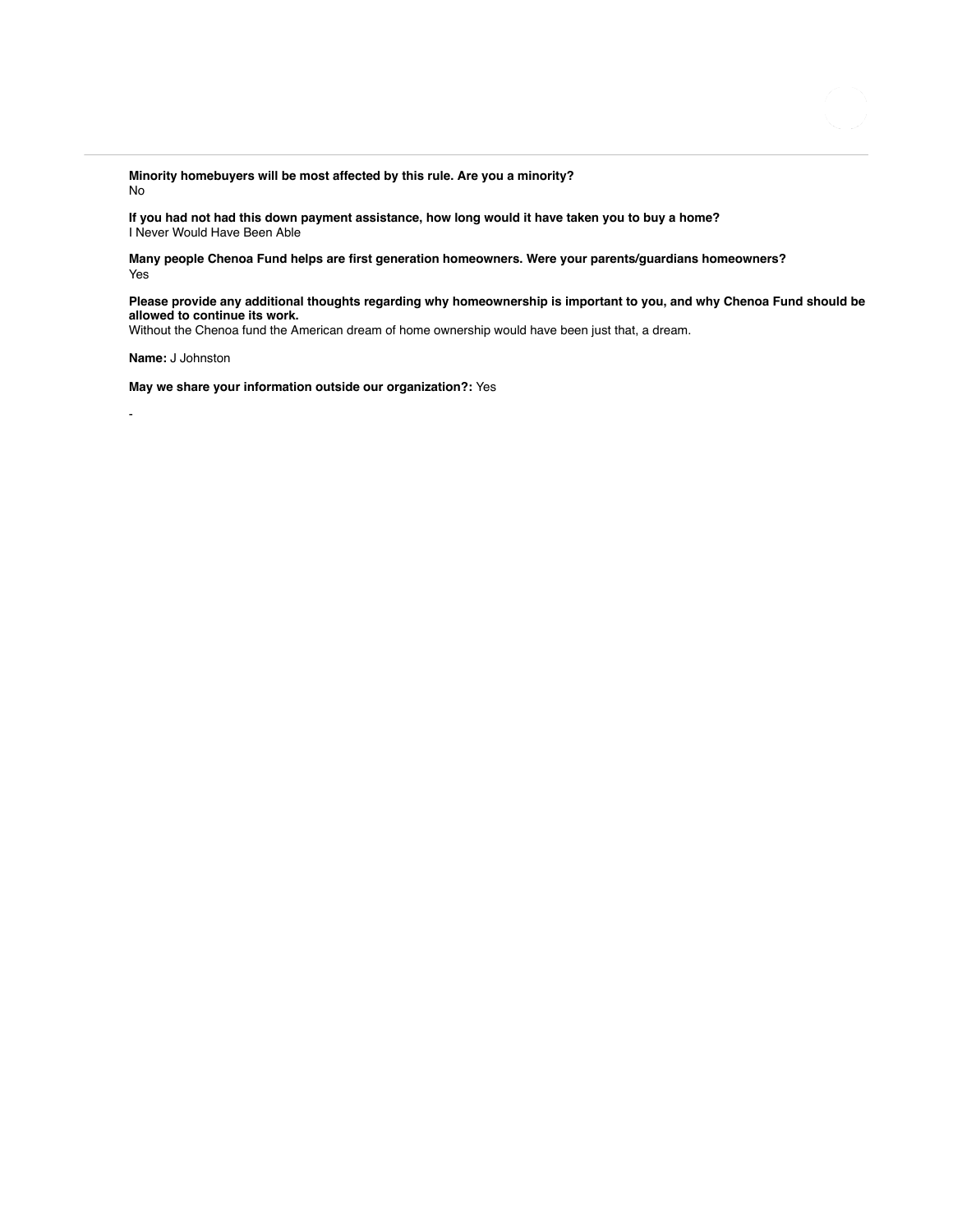**Minority homebuyers will be most affected by this rule. Are you a minority?**
No

**If you had not had this down payment assistance, how long would it have taken you to buy a home?**
I Never Would Have Been Able

**Many people Chenoa Fund helps are first generation homeowners. Were your parents/guardians homeowners?**
Yes

**Please provide any additional thoughts regarding why homeownership is important to you, and why Chenoa Fund should be allowed to continue its work.**
Without the Chenoa fund the American dream of home ownership would have been just that, a dream.

**Name:** J Johnston

**May we share your information outside our organization?:** Yes

-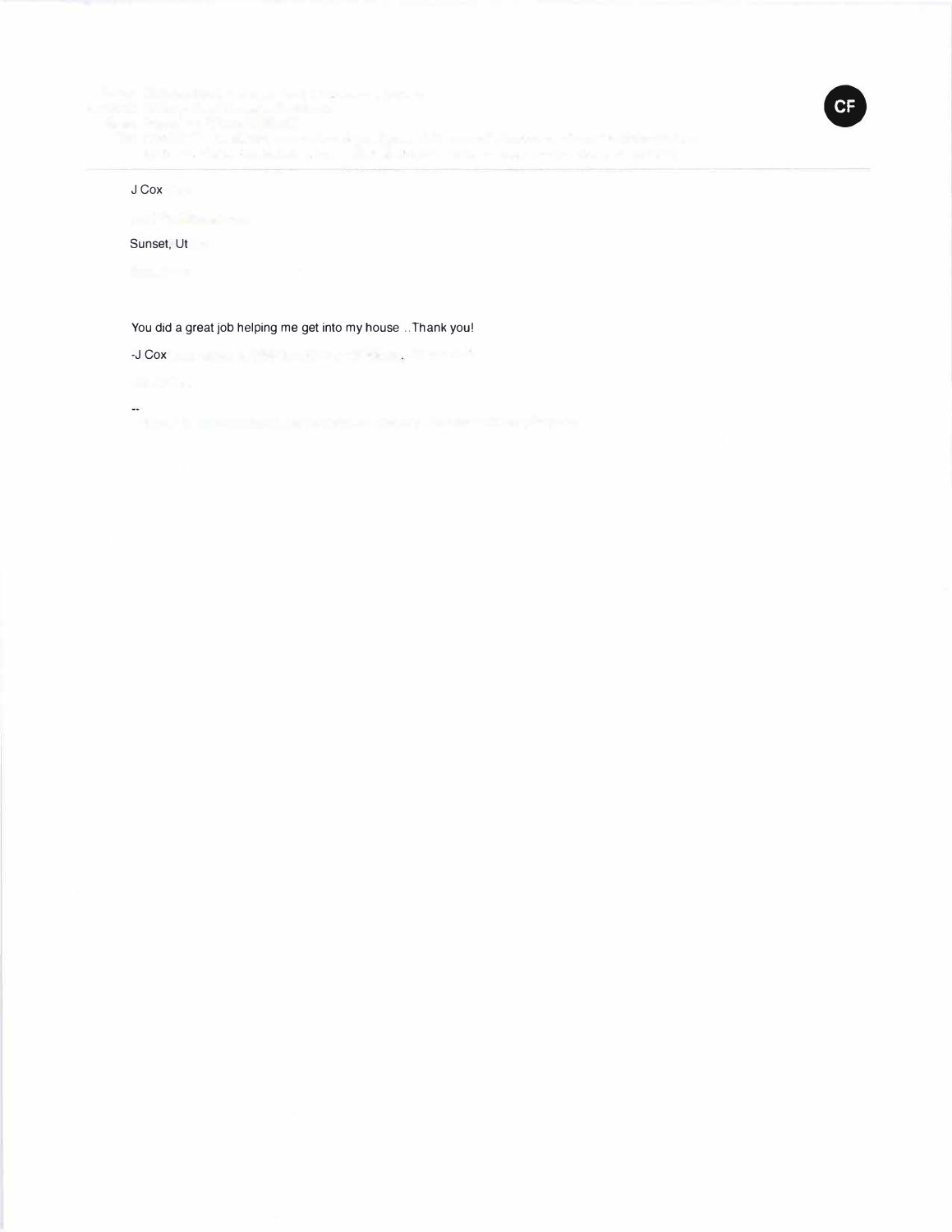CF

J Cox

Sunset, Ut

You did a great job helping me get into my house ..Thank you!

-J Cox

--